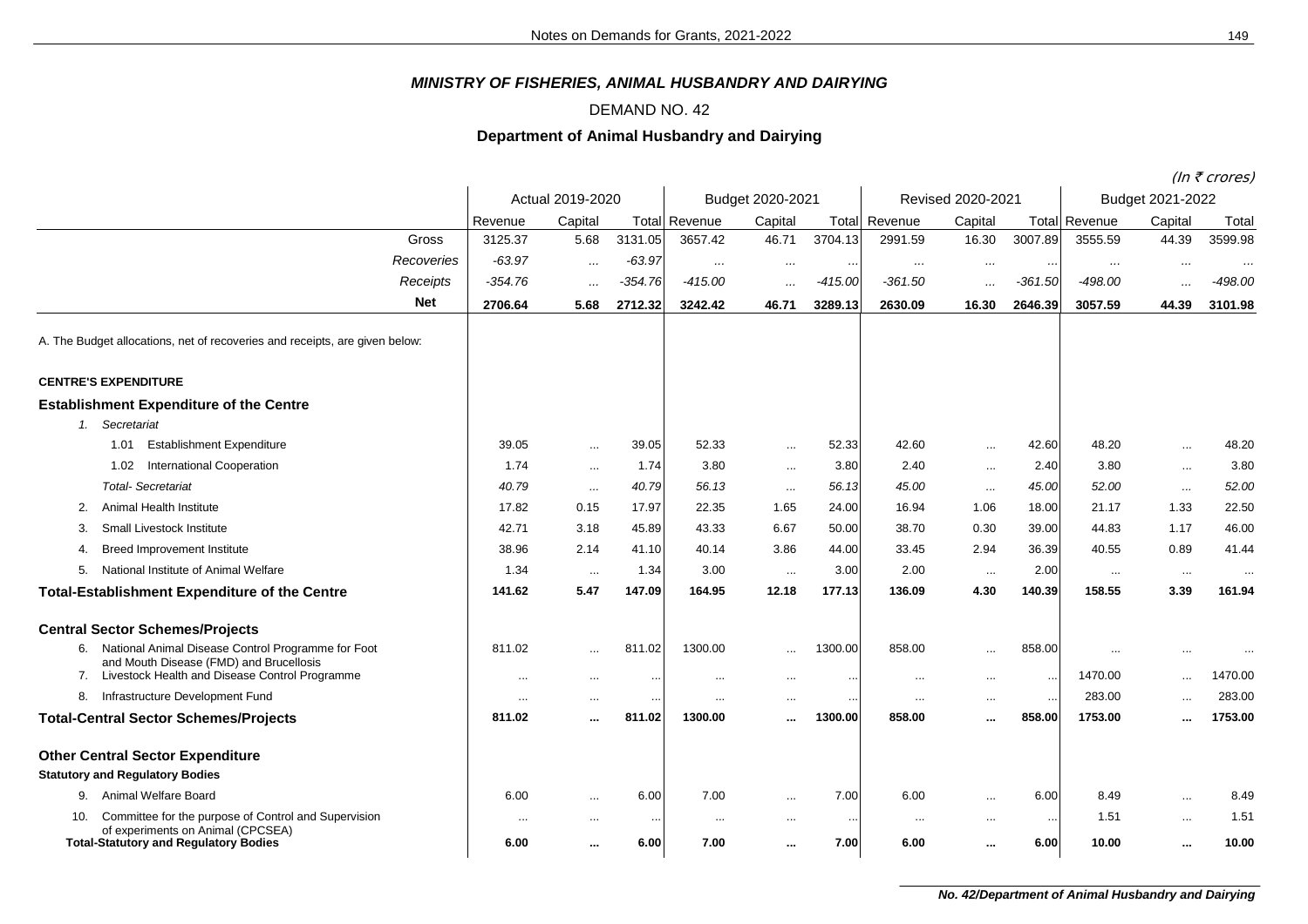## MINISTRY OF FISHERIES, ANIMAL HUSBANDRY AND DAIRYING

DEMAND NO. 42

### Department of Animal Husbandry and Dairying

(In ₹ crores)

| | Actual 2019-2020 | | | Budget 2020-2021 | | | Revised 2020-2021 | | | Budget 2021-2022 | | |
|---|---|---|---|---|---|---|---|---|---|---|---|---|
| | Revenue | Capital | Total | Revenue | Capital | Total | Revenue | Capital | Total | Revenue | Capital | Total |
| Gross | 3125.37 | 5.68 | 3131.05 | 3657.42 | 46.71 | 3704.13 | 2991.59 | 16.30 | 3007.89 | 3555.59 | 44.39 | 3599.98 |
| *Recoveries* | *-63.97* | ... | *-63.97* | ... | ... | ... | ... | ... | ... | ... | ... | ... |
| *Receipts* | *-354.76* | ... | *-354.76* | *-415.00* | ... | *-415.00* | *-361.50* | ... | *-361.50* | *-498.00* | ... | *-498.00* |
| **Net** | **2706.64** | **5.68** | **2712.32** | **3242.42** | **46.71** | **3289.13** | **2630.09** | **16.30** | **2646.39** | **3057.59** | **44.39** | **3101.98** |
| A. The Budget allocations, net of recoveries and receipts, are given below: | | | | | | | | | | | | |
| **CENTRE'S EXPENDITURE** | | | | | | | | | | | | |
| **Establishment Expenditure of the Centre** | | | | | | | | | | | | |
| *1. Secretariat* | | | | | | | | | | | | |
| 1.01 Establishment Expenditure | 39.05 | ... | 39.05 | 52.33 | ... | 52.33 | 42.60 | ... | 42.60 | 48.20 | ... | 48.20 |
| 1.02 International Cooperation | 1.74 | ... | 1.74 | 3.80 | ... | 3.80 | 2.40 | ... | 2.40 | 3.80 | ... | 3.80 |
| *Total- Secretariat* | *40.79* | ... | *40.79* | *56.13* | ... | *56.13* | *45.00* | ... | *45.00* | *52.00* | ... | *52.00* |
| 2. Animal Health Institute | 17.82 | 0.15 | 17.97 | 22.35 | 1.65 | 24.00 | 16.94 | 1.06 | 18.00 | 21.17 | 1.33 | 22.50 |
| 3. Small Livestock Institute | 42.71 | 3.18 | 45.89 | 43.33 | 6.67 | 50.00 | 38.70 | 0.30 | 39.00 | 44.83 | 1.17 | 46.00 |
| 4. Breed Improvement Institute | 38.96 | 2.14 | 41.10 | 40.14 | 3.86 | 44.00 | 33.45 | 2.94 | 36.39 | 40.55 | 0.89 | 41.44 |
| 5. National Institute of Animal Welfare | 1.34 | ... | 1.34 | 3.00 | ... | 3.00 | 2.00 | ... | 2.00 | ... | ... | ... |
| **Total-Establishment Expenditure of the Centre** | **141.62** | **5.47** | **147.09** | **164.95** | **12.18** | **177.13** | **136.09** | **4.30** | **140.39** | **158.55** | **3.39** | **161.94** |
| **Central Sector Schemes/Projects** | | | | | | | | | | | | |
| 6. National Animal Disease Control Programme for Foot and Mouth Disease (FMD) and Brucellosis | 811.02 | ... | 811.02 | 1300.00 | ... | 1300.00 | 858.00 | ... | 858.00 | ... | ... | ... |
| 7. Livestock Health and Disease Control Programme | ... | ... | ... | ... | ... | ... | ... | ... | ... | 1470.00 | ... | 1470.00 |
| 8. Infrastructure Development Fund | ... | ... | ... | ... | ... | ... | ... | ... | ... | 283.00 | ... | 283.00 |
| **Total-Central Sector Schemes/Projects** | **811.02** | **...** | **811.02** | **1300.00** | **...** | **1300.00** | **858.00** | **...** | **858.00** | **1753.00** | **...** | **1753.00** |
| **Other Central Sector Expenditure** | | | | | | | | | | | | |
| **Statutory and Regulatory Bodies** | | | | | | | | | | | | |
| 9. Animal Welfare Board | 6.00 | ... | 6.00 | 7.00 | ... | 7.00 | 6.00 | ... | 6.00 | 8.49 | ... | 8.49 |
| 10. Committee for the purpose of Control and Supervision of experiments on Animal (CPCSEA) | ... | ... | ... | ... | ... | ... | ... | ... | ... | 1.51 | ... | 1.51 |
| **Total-Statutory and Regulatory Bodies** | **6.00** | **...** | **6.00** | **7.00** | **...** | **7.00** | **6.00** | **...** | **6.00** | **10.00** | **...** | **10.00** |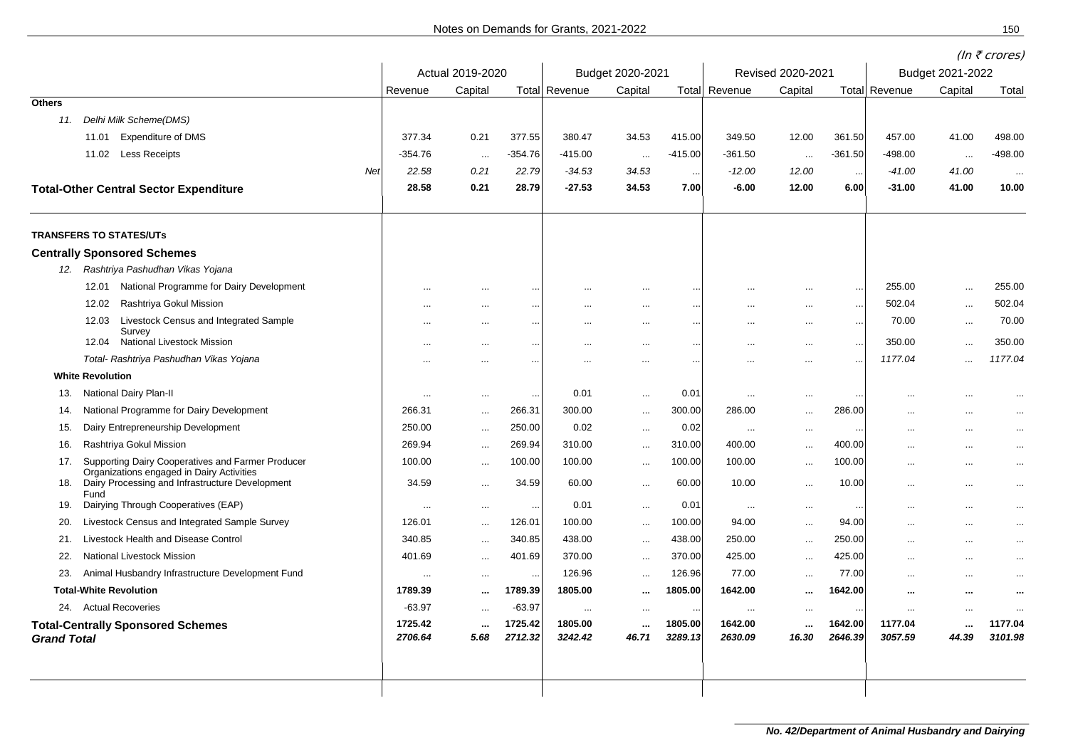(In ₹ crores)

| | Actual 2019-2020 | | | Budget 2020-2021 | | | Revised 2020-2021 | | | Budget 2021-2022 | | |
|---|---|---|---|---|---|---|---|---|---|---|---|---|
| | Revenue | Capital | Total | Revenue | Capital | Total | Revenue | Capital | Total | Revenue | Capital | Total |
| **Others** | | | | | | | | | | | | |
| *11. Delhi Milk Scheme(DMS)* | | | | | | | | | | | | |
| 11.01 Expenditure of DMS | 377.34 | 0.21 | 377.55 | 380.47 | 34.53 | 415.00 | 349.50 | 12.00 | 361.50 | 457.00 | 41.00 | 498.00 |
| 11.02 Less Receipts | -354.76 | ... | -354.76 | -415.00 | ... | -415.00 | -361.50 | ... | -361.50 | -498.00 | ... | -498.00 |
| *Net* | *22.58* | *0.21* | *22.79* | *-34.53* | *34.53* | ... | *-12.00* | *12.00* | ... | *-41.00* | *41.00* | ... |
| **Total-Other Central Sector Expenditure** | **28.58** | **0.21** | **28.79** | **-27.53** | **34.53** | **7.00** | **-6.00** | **12.00** | **6.00** | **-31.00** | **41.00** | **10.00** |
| **TRANSFERS TO STATES/UTs** | | | | | | | | | | | | |
| **Centrally Sponsored Schemes** | | | | | | | | | | | | |
| *12. Rashtriya Pashudhan Vikas Yojana* | | | | | | | | | | | | |
| 12.01 National Programme for Dairy Development | ... | ... | ... | ... | ... | ... | ... | ... | ... | 255.00 | ... | 255.00 |
| 12.02 Rashtriya Gokul Mission | ... | ... | ... | ... | ... | ... | ... | ... | ... | 502.04 | ... | 502.04 |
| 12.03 Livestock Census and Integrated Sample Survey | ... | ... | ... | ... | ... | ... | ... | ... | ... | 70.00 | ... | 70.00 |
| 12.04 National Livestock Mission | ... | ... | ... | ... | ... | ... | ... | ... | ... | 350.00 | ... | 350.00 |
| *Total- Rashtriya Pashudhan Vikas Yojana* | ... | ... | ... | ... | ... | ... | ... | ... | ... | *1177.04* | ... | *1177.04* |
| **White Revolution** | | | | | | | | | | | | |
| 13. National Dairy Plan-II | ... | ... | ... | 0.01 | ... | 0.01 | ... | ... | ... | ... | ... | ... |
| 14. National Programme for Dairy Development | 266.31 | ... | 266.31 | 300.00 | ... | 300.00 | 286.00 | ... | 286.00 | ... | ... | ... |
| 15. Dairy Entrepreneurship Development | 250.00 | ... | 250.00 | 0.02 | ... | 0.02 | ... | ... | ... | ... | ... | ... |
| 16. Rashtriya Gokul Mission | 269.94 | ... | 269.94 | 310.00 | ... | 310.00 | 400.00 | ... | 400.00 | ... | ... | ... |
| 17. Supporting Dairy Cooperatives and Farmer Producer Organizations engaged in Dairy Activities | 100.00 | ... | 100.00 | 100.00 | ... | 100.00 | 100.00 | ... | 100.00 | ... | ... | ... |
| 18. Dairy Processing and Infrastructure Development Fund | 34.59 | ... | 34.59 | 60.00 | ... | 60.00 | 10.00 | ... | 10.00 | ... | ... | ... |
| 19. Dairying Through Cooperatives (EAP) | ... | ... | ... | 0.01 | ... | 0.01 | ... | ... | ... | ... | ... | ... |
| 20. Livestock Census and Integrated Sample Survey | 126.01 | ... | 126.01 | 100.00 | ... | 100.00 | 94.00 | ... | 94.00 | ... | ... | ... |
| 21. Livestock Health and Disease Control | 340.85 | ... | 340.85 | 438.00 | ... | 438.00 | 250.00 | ... | 250.00 | ... | ... | ... |
| 22. National Livestock Mission | 401.69 | ... | 401.69 | 370.00 | ... | 370.00 | 425.00 | ... | 425.00 | ... | ... | ... |
| 23. Animal Husbandry Infrastructure Development Fund | ... | ... | ... | 126.96 | ... | 126.96 | 77.00 | ... | 77.00 | ... | ... | ... |
| **Total-White Revolution** | **1789.39** | **...** | **1789.39** | **1805.00** | **...** | **1805.00** | **1642.00** | **...** | **1642.00** | **...** | **...** | **...** |
| 24. Actual Recoveries | -63.97 | ... | -63.97 | ... | ... | ... | ... | ... | ... | ... | ... | ... |
| **Total-Centrally Sponsored Schemes** | **1725.42** | **...** | **1725.42** | **1805.00** | **...** | **1805.00** | **1642.00** | **...** | **1642.00** | **1177.04** | **...** | **1177.04** |
| ***Grand Total*** | ***2706.64*** | ***5.68*** | ***2712.32*** | ***3242.42*** | ***46.71*** | ***3289.13*** | ***2630.09*** | ***16.30*** | ***2646.39*** | ***3057.59*** | ***44.39*** | ***3101.98*** |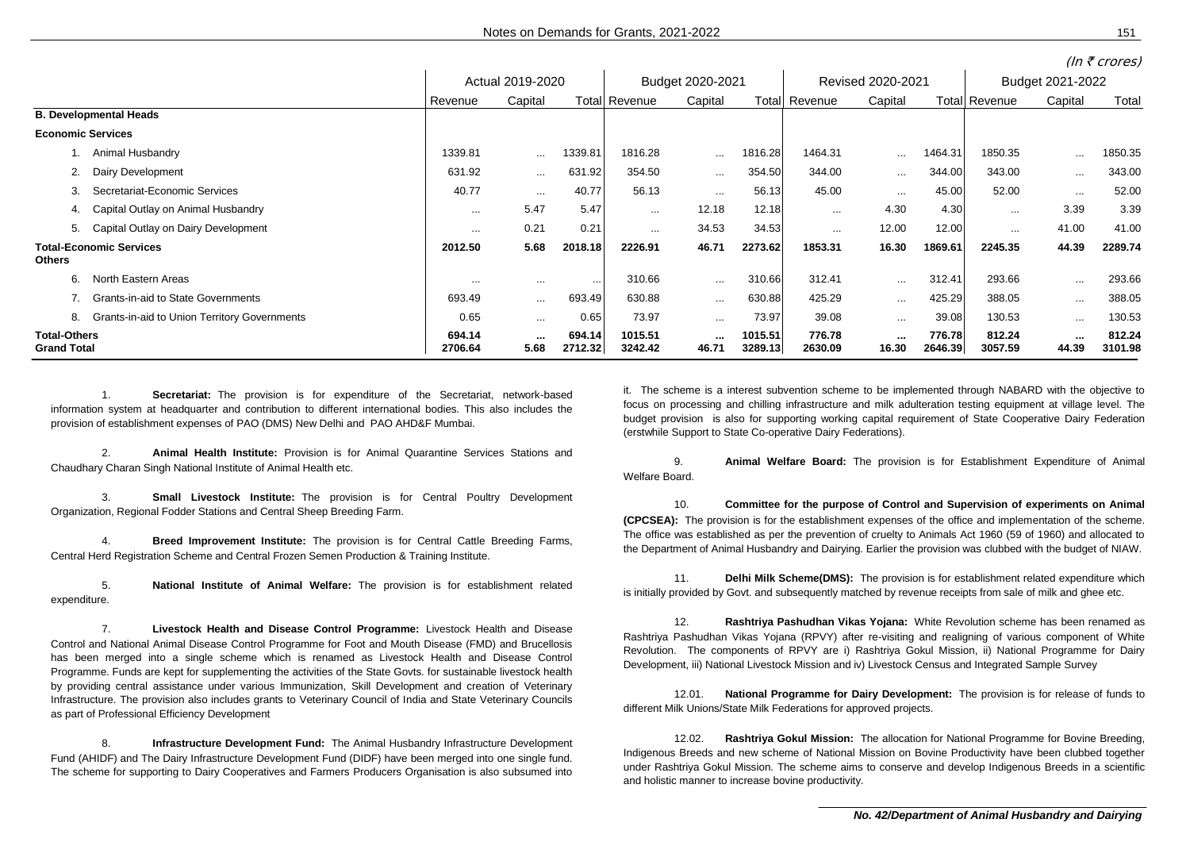(In ₹ crores)

| | Actual 2019-2020 | | | Budget 2020-2021 | | | Revised 2020-2021 | | | Budget 2021-2022 | | |
|---|---|---|---|---|---|---|---|---|---|---|---|---|
| | Revenue | Capital | Total | Revenue | Capital | Total | Revenue | Capital | Total | Revenue | Capital | Total |
| **B. Developmental Heads** | | | | | | | | | | | | |
| **Economic Services** | | | | | | | | | | | | |
| 1. Animal Husbandry | 1339.81 | ... | 1339.81 | 1816.28 | ... | 1816.28 | 1464.31 | ... | 1464.31 | 1850.35 | ... | 1850.35 |
| 2. Dairy Development | 631.92 | ... | 631.92 | 354.50 | ... | 354.50 | 344.00 | ... | 344.00 | 343.00 | ... | 343.00 |
| 3. Secretariat-Economic Services | 40.77 | ... | 40.77 | 56.13 | ... | 56.13 | 45.00 | ... | 45.00 | 52.00 | ... | 52.00 |
| 4. Capital Outlay on Animal Husbandry | ... | 5.47 | 5.47 | ... | 12.18 | 12.18 | ... | 4.30 | 4.30 | ... | 3.39 | 3.39 |
| 5. Capital Outlay on Dairy Development | ... | 0.21 | 0.21 | ... | 34.53 | 34.53 | ... | 12.00 | 12.00 | ... | 41.00 | 41.00 |
| **Total-Economic Services** | **2012.50** | **5.68** | **2018.18** | **2226.91** | **46.71** | **2273.62** | **1853.31** | **16.30** | **1869.61** | **2245.35** | **44.39** | **2289.74** |
| **Others** | | | | | | | | | | | | |
| 6. North Eastern Areas | ... | ... | ... | 310.66 | ... | 310.66 | 312.41 | ... | 312.41 | 293.66 | ... | 293.66 |
| 7. Grants-in-aid to State Governments | 693.49 | ... | 693.49 | 630.88 | ... | 630.88 | 425.29 | ... | 425.29 | 388.05 | ... | 388.05 |
| 8. Grants-in-aid to Union Territory Governments | 0.65 | ... | 0.65 | 73.97 | ... | 73.97 | 39.08 | ... | 39.08 | 130.53 | ... | 130.53 |
| **Total-Others** | **694.14** | **...** | **694.14** | **1015.51** | **...** | **1015.51** | **776.78** | **...** | **776.78** | **812.24** | **...** | **812.24** |
| **Grand Total** | **2706.64** | **5.68** | **2712.32** | **3242.42** | **46.71** | **3289.13** | **2630.09** | **16.30** | **2646.39** | **3057.59** | **44.39** | **3101.98** |

1. **Secretariat:** The provision is for expenditure of the Secretariat, network-based information system at headquarter and contribution to different international bodies. This also includes the provision of establishment expenses of PAO (DMS) New Delhi and PAO AHD&F Mumbai.

2. **Animal Health Institute:** Provision is for Animal Quarantine Services Stations and Chaudhary Charan Singh National Institute of Animal Health etc.

3. **Small Livestock Institute:** The provision is for Central Poultry Development Organization, Regional Fodder Stations and Central Sheep Breeding Farm.

4. **Breed Improvement Institute:** The provision is for Central Cattle Breeding Farms, Central Herd Registration Scheme and Central Frozen Semen Production & Training Institute.

5. **National Institute of Animal Welfare:** The provision is for establishment related expenditure.

7. **Livestock Health and Disease Control Programme:** Livestock Health and Disease Control and National Animal Disease Control Programme for Foot and Mouth Disease (FMD) and Brucellosis has been merged into a single scheme which is renamed as Livestock Health and Disease Control Programme. Funds are kept for supplementing the activities of the State Govts. for sustainable livestock health by providing central assistance under various Immunization, Skill Development and creation of Veterinary Infrastructure. The provision also includes grants to Veterinary Council of India and State Veterinary Councils as part of Professional Efficiency Development

8. **Infrastructure Development Fund:** The Animal Husbandry Infrastructure Development Fund (AHIDF) and The Dairy Infrastructure Development Fund (DIDF) have been merged into one single fund. The scheme for supporting to Dairy Cooperatives and Farmers Producers Organisation is also subsumed into it. The scheme is a interest subvention scheme to be implemented through NABARD with the objective to focus on processing and chilling infrastructure and milk adulteration testing equipment at village level. The budget provision is also for supporting working capital requirement of State Cooperative Dairy Federation (erstwhile Support to State Co-operative Dairy Federations).

9. **Animal Welfare Board:** The provision is for Establishment Expenditure of Animal Welfare Board.

10. **Committee for the purpose of Control and Supervision of experiments on Animal (CPCSEA):** The provision is for the establishment expenses of the office and implementation of the scheme. The office was established as per the prevention of cruelty to Animals Act 1960 (59 of 1960) and allocated to the Department of Animal Husbandry and Dairying. Earlier the provision was clubbed with the budget of NIAW.

11. **Delhi Milk Scheme(DMS):** The provision is for establishment related expenditure which is initially provided by Govt. and subsequently matched by revenue receipts from sale of milk and ghee etc.

12. **Rashtriya Pashudhan Vikas Yojana:** White Revolution scheme has been renamed as Rashtriya Pashudhan Vikas Yojana (RPVY) after re-visiting and realigning of various component of White Revolution. The components of RPVY are i) Rashtriya Gokul Mission, ii) National Programme for Dairy Development, iii) National Livestock Mission and iv) Livestock Census and Integrated Sample Survey

12.01. **National Programme for Dairy Development:** The provision is for release of funds to different Milk Unions/State Milk Federations for approved projects.

12.02. **Rashtriya Gokul Mission:** The allocation for National Programme for Bovine Breeding, Indigenous Breeds and new scheme of National Mission on Bovine Productivity have been clubbed together under Rashtriya Gokul Mission. The scheme aims to conserve and develop Indigenous Breeds in a scientific and holistic manner to increase bovine productivity.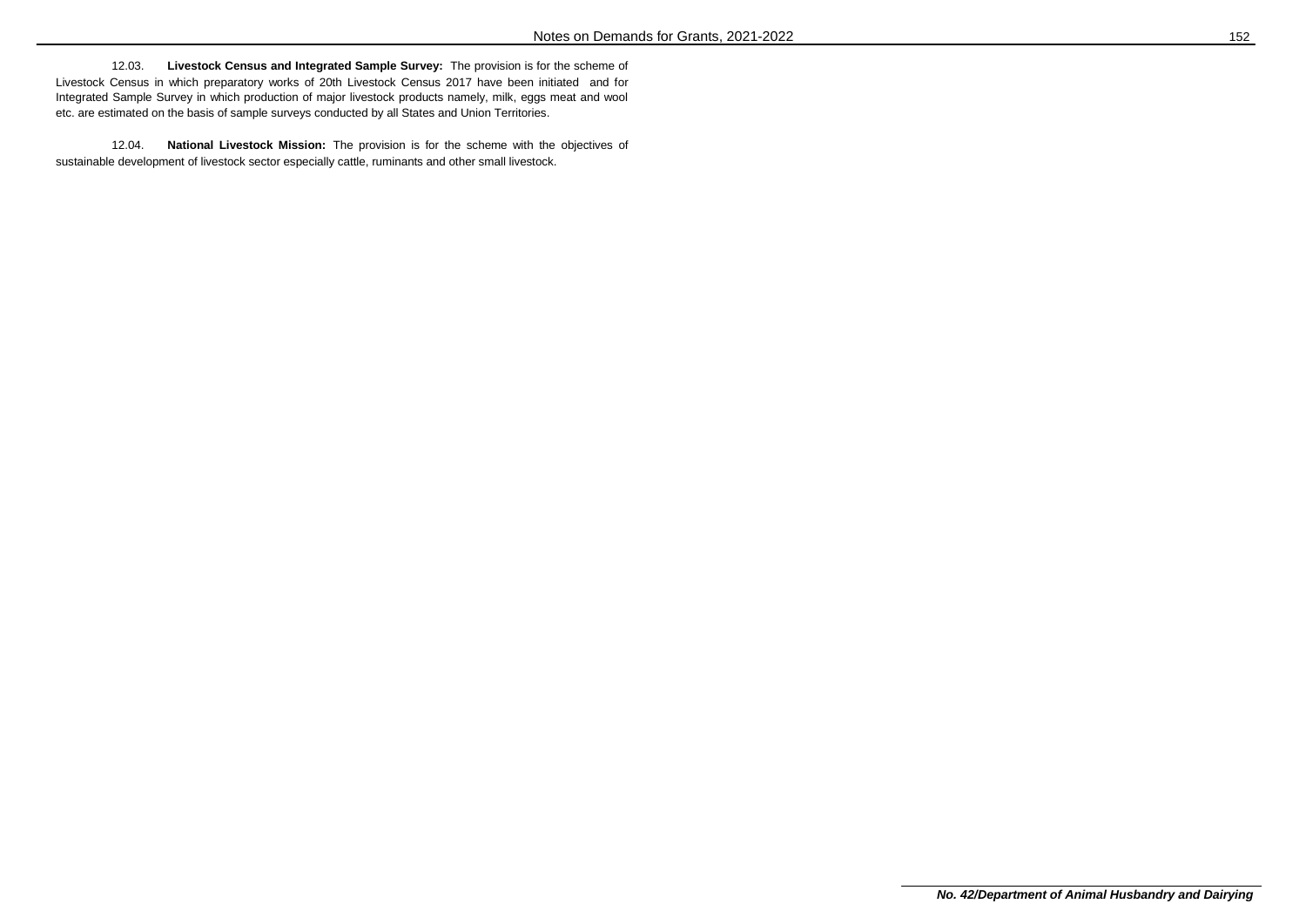12.03. **Livestock Census and Integrated Sample Survey:** The provision is for the scheme of Livestock Census in which preparatory works of 20th Livestock Census 2017 have been initiated and for Integrated Sample Survey in which production of major livestock products namely, milk, eggs meat and wool etc. are estimated on the basis of sample surveys conducted by all States and Union Territories.

12.04. **National Livestock Mission:** The provision is for the scheme with the objectives of sustainable development of livestock sector especially cattle, ruminants and other small livestock.